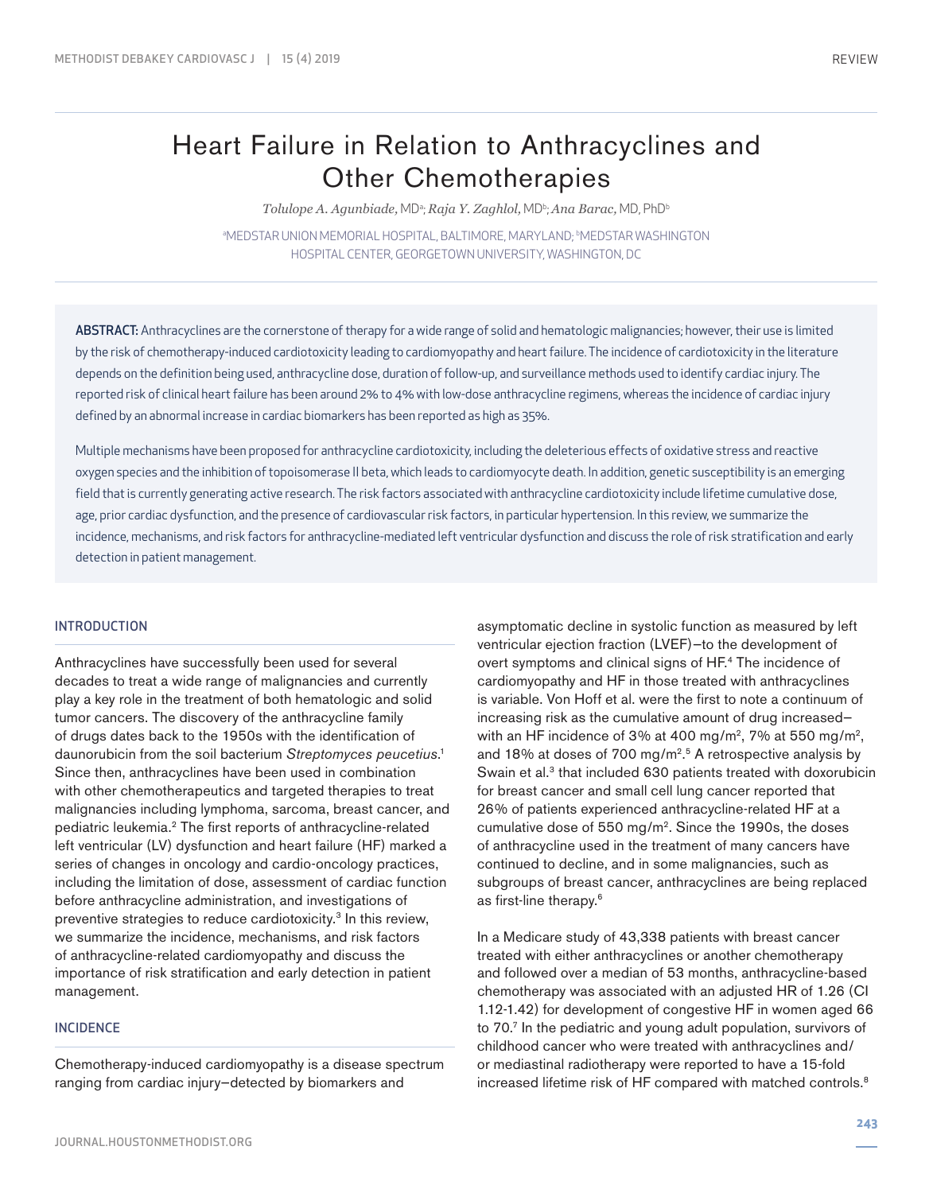# Heart Failure in Relation to Anthracyclines and Other Chemotherapies

*Tolulope A. Agunbiade,* MD[a]; *Raja Y. Zaghlol,* MD[b]; *Ana Barac,* MD, PhD[b]

[a]MEDSTAR UNION MEMORIAL HOSPITAL, BALTIMORE, MARYLAND; [b]MEDSTAR WASHINGTON HOSPITAL CENTER, GEORGETOWN UNIVERSITY, WASHINGTON, DC

**ABSTRACT:** Anthracyclines are the cornerstone of therapy for a wide range of solid and hematologic malignancies; however, their use is limited by the risk of chemotherapy-induced cardiotoxicity leading to cardiomyopathy and heart failure. The incidence of cardiotoxicity in the literature depends on the definition being used, anthracycline dose, duration of follow-up, and surveillance methods used to identify cardiac injury. The reported risk of clinical heart failure has been around 2% to 4% with low-dose anthracycline regimens, whereas the incidence of cardiac injury defined by an abnormal increase in cardiac biomarkers has been reported as high as 35%.

Multiple mechanisms have been proposed for anthracycline cardiotoxicity, including the deleterious effects of oxidative stress and reactive oxygen species and the inhibition of topoisomerase II beta, which leads to cardiomyocyte death. In addition, genetic susceptibility is an emerging field that is currently generating active research. The risk factors associated with anthracycline cardiotoxicity include lifetime cumulative dose, age, prior cardiac dysfunction, and the presence of cardiovascular risk factors, in particular hypertension. In this review, we summarize the incidence, mechanisms, and risk factors for anthracycline-mediated left ventricular dysfunction and discuss the role of risk stratification and early detection in patient management.

## INTRODUCTION

Anthracyclines have successfully been used for several decades to treat a wide range of malignancies and currently play a key role in the treatment of both hematologic and solid tumor cancers. The discovery of the anthracycline family of drugs dates back to the 1950s with the identification of daunorubicin from the soil bacterium *Streptomyces peucetius*.[1] Since then, anthracyclines have been used in combination with other chemotherapeutics and targeted therapies to treat malignancies including lymphoma, sarcoma, breast cancer, and pediatric leukemia.[2] The first reports of anthracycline-related left ventricular (LV) dysfunction and heart failure (HF) marked a series of changes in oncology and cardio-oncology practices, including the limitation of dose, assessment of cardiac function before anthracycline administration, and investigations of preventive strategies to reduce cardiotoxicity.[3] In this review, we summarize the incidence, mechanisms, and risk factors of anthracycline-related cardiomyopathy and discuss the importance of risk stratification and early detection in patient management.

## INCIDENCE

Chemotherapy-induced cardiomyopathy is a disease spectrum ranging from cardiac injury—detected by biomarkers and asymptomatic decline in systolic function as measured by left ventricular ejection fraction (LVEF)—to the development of overt symptoms and clinical signs of HF.[4] The incidence of cardiomyopathy and HF in those treated with anthracyclines is variable. Von Hoff et al. were the first to note a continuum of increasing risk as the cumulative amount of drug increased—with an HF incidence of 3% at 400 mg/m$^2$, 7% at 550 mg/m$^2$, and 18% at doses of 700 mg/m$^2$.[5] A retrospective analysis by Swain et al.[3] that included 630 patients treated with doxorubicin for breast cancer and small cell lung cancer reported that 26% of patients experienced anthracycline-related HF at a cumulative dose of 550 mg/m$^2$. Since the 1990s, the doses of anthracycline used in the treatment of many cancers have continued to decline, and in some malignancies, such as subgroups of breast cancer, anthracyclines are being replaced as first-line therapy.[6]

In a Medicare study of 43,338 patients with breast cancer treated with either anthracyclines or another chemotherapy and followed over a median of 53 months, anthracycline-based chemotherapy was associated with an adjusted HR of 1.26 (CI 1.12-1.42) for development of congestive HF in women aged 66 to 70.[7] In the pediatric and young adult population, survivors of childhood cancer who were treated with anthracyclines and/or mediastinal radiotherapy were reported to have a 15-fold increased lifetime risk of HF compared with matched controls.[8]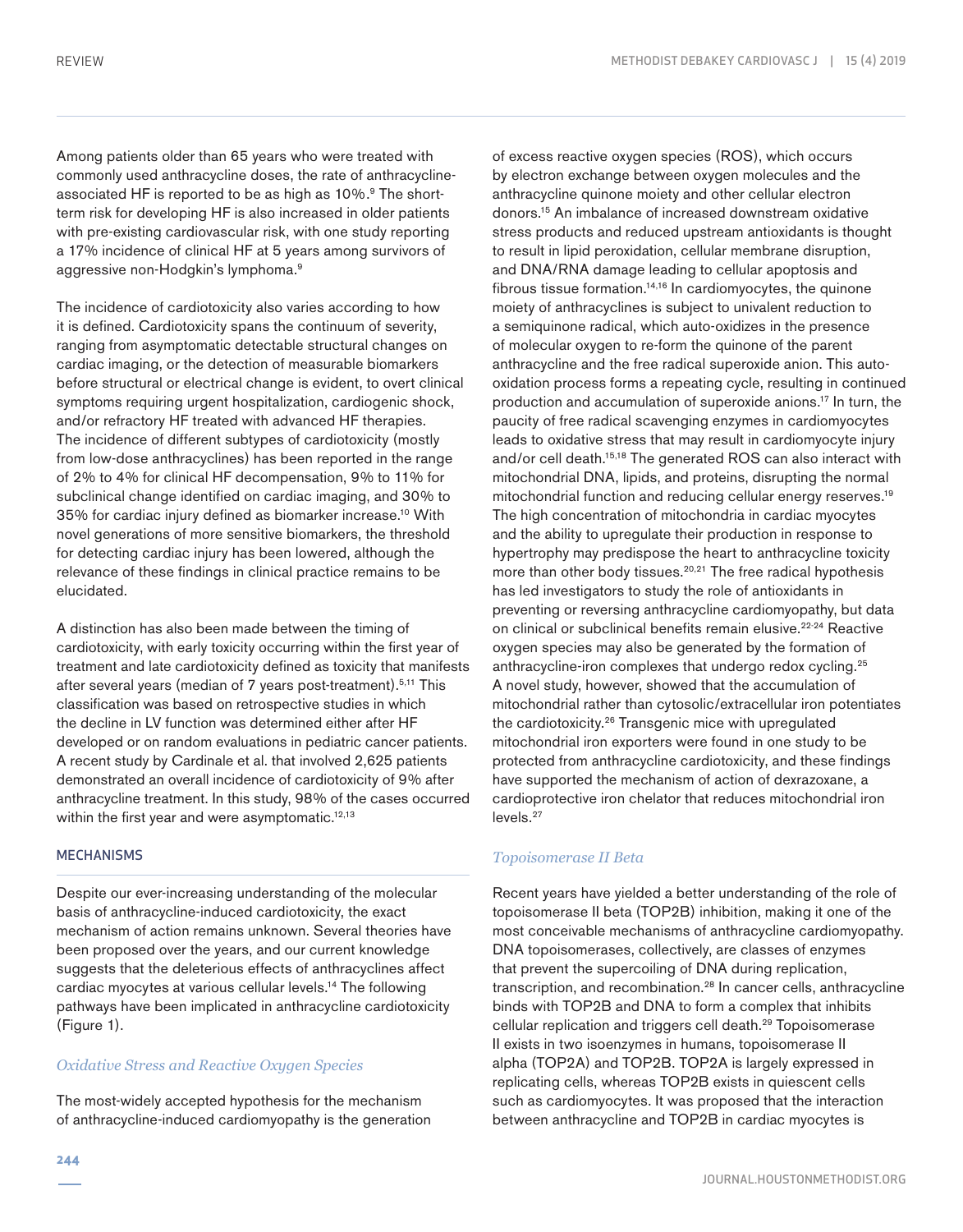Among patients older than 65 years who were treated with commonly used anthracycline doses, the rate of anthracycline-associated HF is reported to be as high as 10%.[9] The short-term risk for developing HF is also increased in older patients with pre-existing cardiovascular risk, with one study reporting a 17% incidence of clinical HF at 5 years among survivors of aggressive non-Hodgkin's lymphoma.[9]

The incidence of cardiotoxicity also varies according to how it is defined. Cardiotoxicity spans the continuum of severity, ranging from asymptomatic detectable structural changes on cardiac imaging, or the detection of measurable biomarkers before structural or electrical change is evident, to overt clinical symptoms requiring urgent hospitalization, cardiogenic shock, and/or refractory HF treated with advanced HF therapies. The incidence of different subtypes of cardiotoxicity (mostly from low-dose anthracyclines) has been reported in the range of 2% to 4% for clinical HF decompensation, 9% to 11% for subclinical change identified on cardiac imaging, and 30% to 35% for cardiac injury defined as biomarker increase.[10] With novel generations of more sensitive biomarkers, the threshold for detecting cardiac injury has been lowered, although the relevance of these findings in clinical practice remains to be elucidated.

A distinction has also been made between the timing of cardiotoxicity, with early toxicity occurring within the first year of treatment and late cardiotoxicity defined as toxicity that manifests after several years (median of 7 years post-treatment).[5,11] This classification was based on retrospective studies in which the decline in LV function was determined either after HF developed or on random evaluations in pediatric cancer patients. A recent study by Cardinale et al. that involved 2,625 patients demonstrated an overall incidence of cardiotoxicity of 9% after anthracycline treatment. In this study, 98% of the cases occurred within the first year and were asymptomatic.[12,13]

## MECHANISMS

Despite our ever-increasing understanding of the molecular basis of anthracycline-induced cardiotoxicity, the exact mechanism of action remains unknown. Several theories have been proposed over the years, and our current knowledge suggests that the deleterious effects of anthracyclines affect cardiac myocytes at various cellular levels.[14] The following pathways have been implicated in anthracycline cardiotoxicity (Figure 1).

### *Oxidative Stress and Reactive Oxygen Species*

The most-widely accepted hypothesis for the mechanism of anthracycline-induced cardiomyopathy is the generation of excess reactive oxygen species (ROS), which occurs by electron exchange between oxygen molecules and the anthracycline quinone moiety and other cellular electron donors.[15] An imbalance of increased downstream oxidative stress products and reduced upstream antioxidants is thought to result in lipid peroxidation, cellular membrane disruption, and DNA/RNA damage leading to cellular apoptosis and fibrous tissue formation.[14,16] In cardiomyocytes, the quinone moiety of anthracyclines is subject to univalent reduction to a semiquinone radical, which auto-oxidizes in the presence of molecular oxygen to re-form the quinone of the parent anthracycline and the free radical superoxide anion. This auto-oxidation process forms a repeating cycle, resulting in continued production and accumulation of superoxide anions.[17] In turn, the paucity of free radical scavenging enzymes in cardiomyocytes leads to oxidative stress that may result in cardiomyocyte injury and/or cell death.[15,18] The generated ROS can also interact with mitochondrial DNA, lipids, and proteins, disrupting the normal mitochondrial function and reducing cellular energy reserves.[19] The high concentration of mitochondria in cardiac myocytes and the ability to upregulate their production in response to hypertrophy may predispose the heart to anthracycline toxicity more than other body tissues.[20,21] The free radical hypothesis has led investigators to study the role of antioxidants in preventing or reversing anthracycline cardiomyopathy, but data on clinical or subclinical benefits remain elusive.[22-24] Reactive oxygen species may also be generated by the formation of anthracycline-iron complexes that undergo redox cycling.[25] A novel study, however, showed that the accumulation of mitochondrial rather than cytosolic/extracellular iron potentiates the cardiotoxicity.[26] Transgenic mice with upregulated mitochondrial iron exporters were found in one study to be protected from anthracycline cardiotoxicity, and these findings have supported the mechanism of action of dexrazoxane, a cardioprotective iron chelator that reduces mitochondrial iron levels.[27]

### *Topoisomerase II Beta*

Recent years have yielded a better understanding of the role of topoisomerase II beta (TOP2B) inhibition, making it one of the most conceivable mechanisms of anthracycline cardiomyopathy. DNA topoisomerases, collectively, are classes of enzymes that prevent the supercoiling of DNA during replication, transcription, and recombination.[28] In cancer cells, anthracycline binds with TOP2B and DNA to form a complex that inhibits cellular replication and triggers cell death.[29] Topoisomerase II exists in two isoenzymes in humans, topoisomerase II alpha (TOP2A) and TOP2B. TOP2A is largely expressed in replicating cells, whereas TOP2B exists in quiescent cells such as cardiomyocytes. It was proposed that the interaction between anthracycline and TOP2B in cardiac myocytes is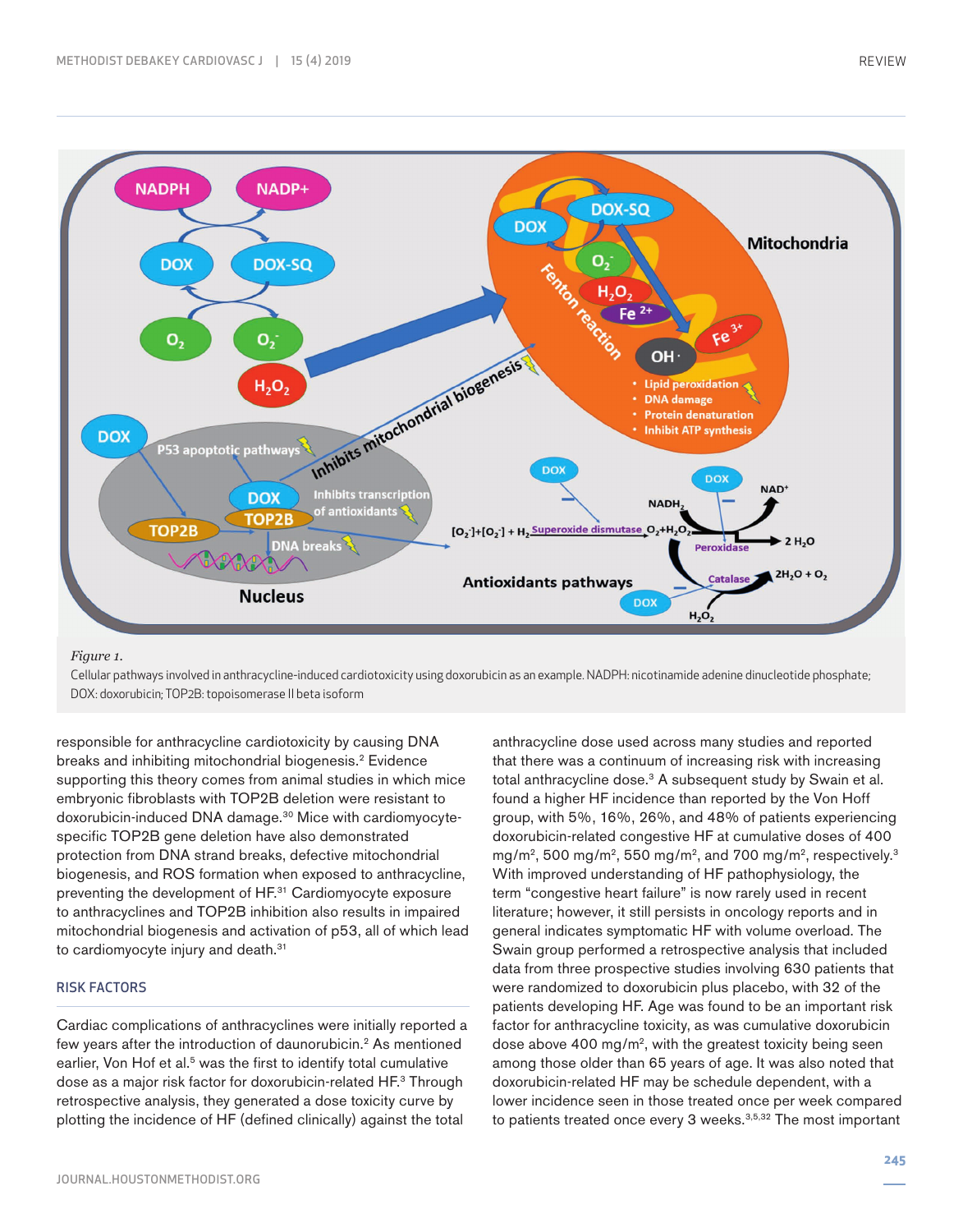*Figure 1.*

Cellular pathways involved in anthracycline-induced cardiotoxicity using doxorubicin as an example. NADPH: nicotinamide adenine dinucleotide phosphate; DOX: doxorubicin; TOP2B: topoisomerase II beta isoform

responsible for anthracycline cardiotoxicity by causing DNA breaks and inhibiting mitochondrial biogenesis.[2] Evidence supporting this theory comes from animal studies in which mice embryonic fibroblasts with TOP2B deletion were resistant to doxorubicin-induced DNA damage.[30] Mice with cardiomyocyte-specific TOP2B gene deletion have also demonstrated protection from DNA strand breaks, defective mitochondrial biogenesis, and ROS formation when exposed to anthracycline, preventing the development of HF.[31] Cardiomyocyte exposure to anthracyclines and TOP2B inhibition also results in impaired mitochondrial biogenesis and activation of p53, all of which lead to cardiomyocyte injury and death.[31]

## RISK FACTORS

Cardiac complications of anthracyclines were initially reported a few years after the introduction of daunorubicin.[2] As mentioned earlier, Von Hof et al.[5] was the first to identify total cumulative dose as a major risk factor for doxorubicin-related HF.[3] Through retrospective analysis, they generated a dose toxicity curve by plotting the incidence of HF (defined clinically) against the total anthracycline dose used across many studies and reported that there was a continuum of increasing risk with increasing total anthracycline dose.[3] A subsequent study by Swain et al. found a higher HF incidence than reported by the Von Hoff group, with 5%, 16%, 26%, and 48% of patients experiencing doxorubicin-related congestive HF at cumulative doses of 400 mg/m$^2$, 500 mg/m$^2$, 550 mg/m$^2$, and 700 mg/m$^2$, respectively.[3] With improved understanding of HF pathophysiology, the term "congestive heart failure" is now rarely used in recent literature; however, it still persists in oncology reports and in general indicates symptomatic HF with volume overload. The Swain group performed a retrospective analysis that included data from three prospective studies involving 630 patients that were randomized to doxorubicin plus placebo, with 32 of the patients developing HF. Age was found to be an important risk factor for anthracycline toxicity, as was cumulative doxorubicin dose above 400 mg/m$^2$, with the greatest toxicity being seen among those older than 65 years of age. It was also noted that doxorubicin-related HF may be schedule dependent, with a lower incidence seen in those treated once per week compared to patients treated once every 3 weeks.[3,5,32] The most important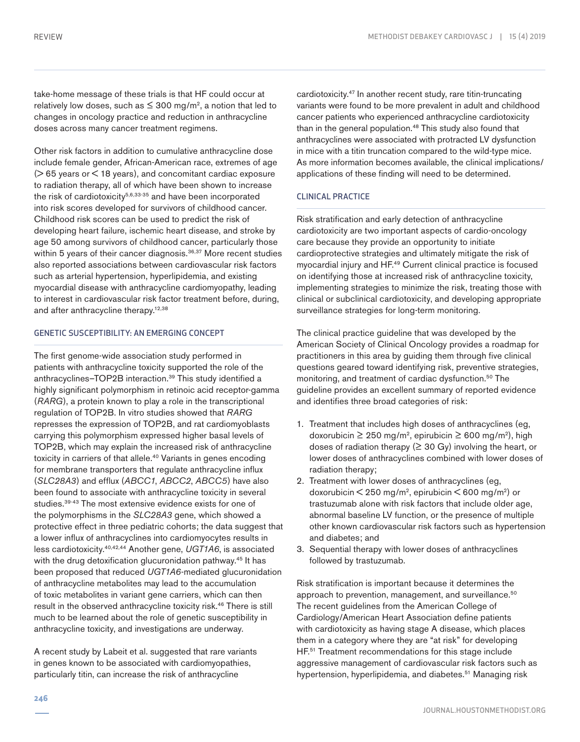take-home message of these trials is that HF could occur at relatively low doses, such as ≤ 300 mg/m$^2$, a notion that led to changes in oncology practice and reduction in anthracycline doses across many cancer treatment regimens.

Other risk factors in addition to cumulative anthracycline dose include female gender, African-American race, extremes of age (> 65 years or < 18 years), and concomitant cardiac exposure to radiation therapy, all of which have been shown to increase the risk of cardiotoxicity[5,6,33-35] and have been incorporated into risk scores developed for survivors of childhood cancer. Childhood risk scores can be used to predict the risk of developing heart failure, ischemic heart disease, and stroke by age 50 among survivors of childhood cancer, particularly those within 5 years of their cancer diagnosis.[36,37] More recent studies also reported associations between cardiovascular risk factors such as arterial hypertension, hyperlipidemia, and existing myocardial disease with anthracycline cardiomyopathy, leading to interest in cardiovascular risk factor treatment before, during, and after anthracycline therapy.[12,38]

## GENETIC SUSCEPTIBILITY: AN EMERGING CONCEPT

The first genome-wide association study performed in patients with anthracycline toxicity supported the role of the anthracyclines–TOP2B interaction.[39] This study identified a highly significant polymorphism in retinoic acid receptor-gamma (*RARG*), a protein known to play a role in the transcriptional regulation of TOP2B. In vitro studies showed that *RARG* represses the expression of TOP2B, and rat cardiomyoblasts carrying this polymorphism expressed higher basal levels of TOP2B, which may explain the increased risk of anthracycline toxicity in carriers of that allele.[40] Variants in genes encoding for membrane transporters that regulate anthracycline influx (*SLC28A3*) and efflux (*ABCC1*, *ABCC2*, *ABCC5*) have also been found to associate with anthracycline toxicity in several studies.[39-43] The most extensive evidence exists for one of the polymorphisms in the *SLC28A3* gene, which showed a protective effect in three pediatric cohorts; the data suggest that a lower influx of anthracyclines into cardiomyocytes results in less cardiotoxicity.[40,42,44] Another gene, *UGT1A6*, is associated with the drug detoxification glucuronidation pathway.[45] It has been proposed that reduced *UGT1A6*-mediated glucuronidation of anthracycline metabolites may lead to the accumulation of toxic metabolites in variant gene carriers, which can then result in the observed anthracycline toxicity risk.[46] There is still much to be learned about the role of genetic susceptibility in anthracycline toxicity, and investigations are underway.

A recent study by Labeit et al. suggested that rare variants in genes known to be associated with cardiomyopathies, particularly titin, can increase the risk of anthracycline cardiotoxicity.[47] In another recent study, rare titin-truncating variants were found to be more prevalent in adult and childhood cancer patients who experienced anthracycline cardiotoxicity than in the general population.[48] This study also found that anthracyclines were associated with protracted LV dysfunction in mice with a titin truncation compared to the wild-type mice. As more information becomes available, the clinical implications/applications of these finding will need to be determined.

## CLINICAL PRACTICE

Risk stratification and early detection of anthracycline cardiotoxicity are two important aspects of cardio-oncology care because they provide an opportunity to initiate cardioprotective strategies and ultimately mitigate the risk of myocardial injury and HF.[49] Current clinical practice is focused on identifying those at increased risk of anthracycline toxicity, implementing strategies to minimize the risk, treating those with clinical or subclinical cardiotoxicity, and developing appropriate surveillance strategies for long-term monitoring.

The clinical practice guideline that was developed by the American Society of Clinical Oncology provides a roadmap for practitioners in this area by guiding them through five clinical questions geared toward identifying risk, preventive strategies, monitoring, and treatment of cardiac dysfunction.[50] The guideline provides an excellent summary of reported evidence and identifies three broad categories of risk:

1. Treatment that includes high doses of anthracyclines (eg, doxorubicin ≥ 250 mg/m$^2$, epirubicin ≥ 600 mg/m$^2$), high doses of radiation therapy (≥ 30 Gy) involving the heart, or lower doses of anthracyclines combined with lower doses of radiation therapy;
2. Treatment with lower doses of anthracyclines (eg, doxorubicin < 250 mg/m$^2$, epirubicin < 600 mg/m$^2$) or trastuzumab alone with risk factors that include older age, abnormal baseline LV function, or the presence of multiple other known cardiovascular risk factors such as hypertension and diabetes; and
3. Sequential therapy with lower doses of anthracyclines followed by trastuzumab.

Risk stratification is important because it determines the approach to prevention, management, and surveillance.[50] The recent guidelines from the American College of Cardiology/American Heart Association define patients with cardiotoxicity as having stage A disease, which places them in a category where they are "at risk" for developing HF.[51] Treatment recommendations for this stage include aggressive management of cardiovascular risk factors such as hypertension, hyperlipidemia, and diabetes.[51] Managing risk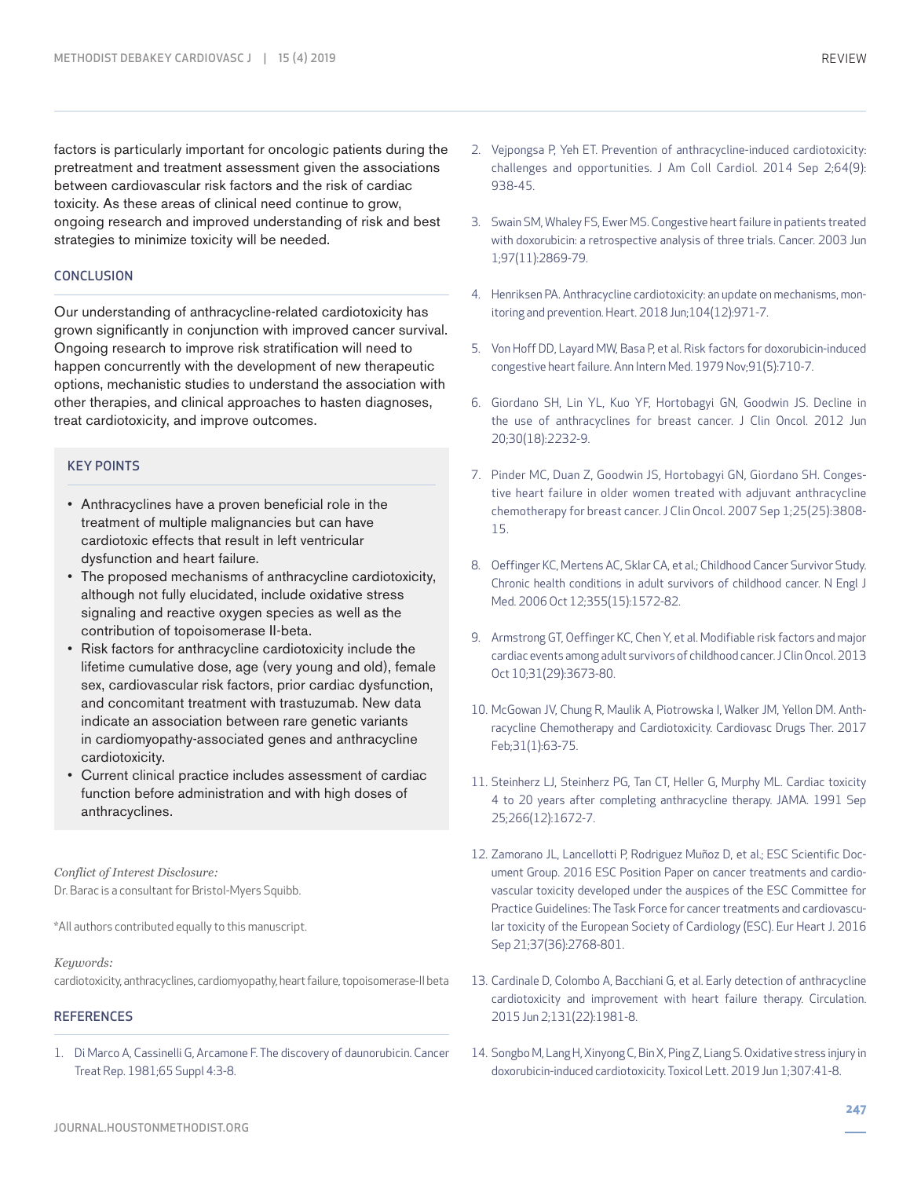factors is particularly important for oncologic patients during the pretreatment and treatment assessment given the associations between cardiovascular risk factors and the risk of cardiac toxicity. As these areas of clinical need continue to grow, ongoing research and improved understanding of risk and best strategies to minimize toxicity will be needed.

## CONCLUSION

Our understanding of anthracycline-related cardiotoxicity has grown significantly in conjunction with improved cancer survival. Ongoing research to improve risk stratification will need to happen concurrently with the development of new therapeutic options, mechanistic studies to understand the association with other therapies, and clinical approaches to hasten diagnoses, treat cardiotoxicity, and improve outcomes.

## KEY POINTS

- Anthracyclines have a proven beneficial role in the treatment of multiple malignancies but can have cardiotoxic effects that result in left ventricular dysfunction and heart failure.
- The proposed mechanisms of anthracycline cardiotoxicity, although not fully elucidated, include oxidative stress signaling and reactive oxygen species as well as the contribution of topoisomerase II-beta.
- Risk factors for anthracycline cardiotoxicity include the lifetime cumulative dose, age (very young and old), female sex, cardiovascular risk factors, prior cardiac dysfunction, and concomitant treatment with trastuzumab. New data indicate an association between rare genetic variants in cardiomyopathy-associated genes and anthracycline cardiotoxicity.
- Current clinical practice includes assessment of cardiac function before administration and with high doses of anthracyclines.

*Conflict of Interest Disclosure:*
Dr. Barac is a consultant for Bristol-Myers Squibb.

*All authors contributed equally to this manuscript.

*Keywords:*
cardiotoxicity, anthracyclines, cardiomyopathy, heart failure, topoisomerase-II beta

## REFERENCES

1. Di Marco A, Cassinelli G, Arcamone F. The discovery of daunorubicin. Cancer Treat Rep. 1981;65 Suppl 4:3-8.
2. Vejpongsa P, Yeh ET. Prevention of anthracycline-induced cardiotoxicity: challenges and opportunities. J Am Coll Cardiol. 2014 Sep 2;64(9): 938-45.
3. Swain SM, Whaley FS, Ewer MS. Congestive heart failure in patients treated with doxorubicin: a retrospective analysis of three trials. Cancer. 2003 Jun 1;97(11):2869-79.
4. Henriksen PA. Anthracycline cardiotoxicity: an update on mechanisms, monitoring and prevention. Heart. 2018 Jun;104(12):971-7.
5. Von Hoff DD, Layard MW, Basa P, et al. Risk factors for doxorubicin-induced congestive heart failure. Ann Intern Med. 1979 Nov;91(5):710-7.
6. Giordano SH, Lin YL, Kuo YF, Hortobagyi GN, Goodwin JS. Decline in the use of anthracyclines for breast cancer. J Clin Oncol. 2012 Jun 20;30(18):2232-9.
7. Pinder MC, Duan Z, Goodwin JS, Hortobagyi GN, Giordano SH. Congestive heart failure in older women treated with adjuvant anthracycline chemotherapy for breast cancer. J Clin Oncol. 2007 Sep 1;25(25):3808-15.
8. Oeffinger KC, Mertens AC, Sklar CA, et al.; Childhood Cancer Survivor Study. Chronic health conditions in adult survivors of childhood cancer. N Engl J Med. 2006 Oct 12;355(15):1572-82.
9. Armstrong GT, Oeffinger KC, Chen Y, et al. Modifiable risk factors and major cardiac events among adult survivors of childhood cancer. J Clin Oncol. 2013 Oct 10;31(29):3673-80.
10. McGowan JV, Chung R, Maulik A, Piotrowska I, Walker JM, Yellon DM. Anthracycline Chemotherapy and Cardiotoxicity. Cardiovasc Drugs Ther. 2017 Feb;31(1):63-75.
11. Steinherz LJ, Steinherz PG, Tan CT, Heller G, Murphy ML. Cardiac toxicity 4 to 20 years after completing anthracycline therapy. JAMA. 1991 Sep 25;266(12):1672-7.
12. Zamorano JL, Lancellotti P, Rodriguez Muñoz D, et al.; ESC Scientific Document Group. 2016 ESC Position Paper on cancer treatments and cardiovascular toxicity developed under the auspices of the ESC Committee for Practice Guidelines: The Task Force for cancer treatments and cardiovascular toxicity of the European Society of Cardiology (ESC). Eur Heart J. 2016 Sep 21;37(36):2768-801.
13. Cardinale D, Colombo A, Bacchiani G, et al. Early detection of anthracycline cardiotoxicity and improvement with heart failure therapy. Circulation. 2015 Jun 2;131(22):1981-8.
14. Songbo M, Lang H, Xinyong C, Bin X, Ping Z, Liang S. Oxidative stress injury in doxorubicin-induced cardiotoxicity. Toxicol Lett. 2019 Jun 1;307:41-8.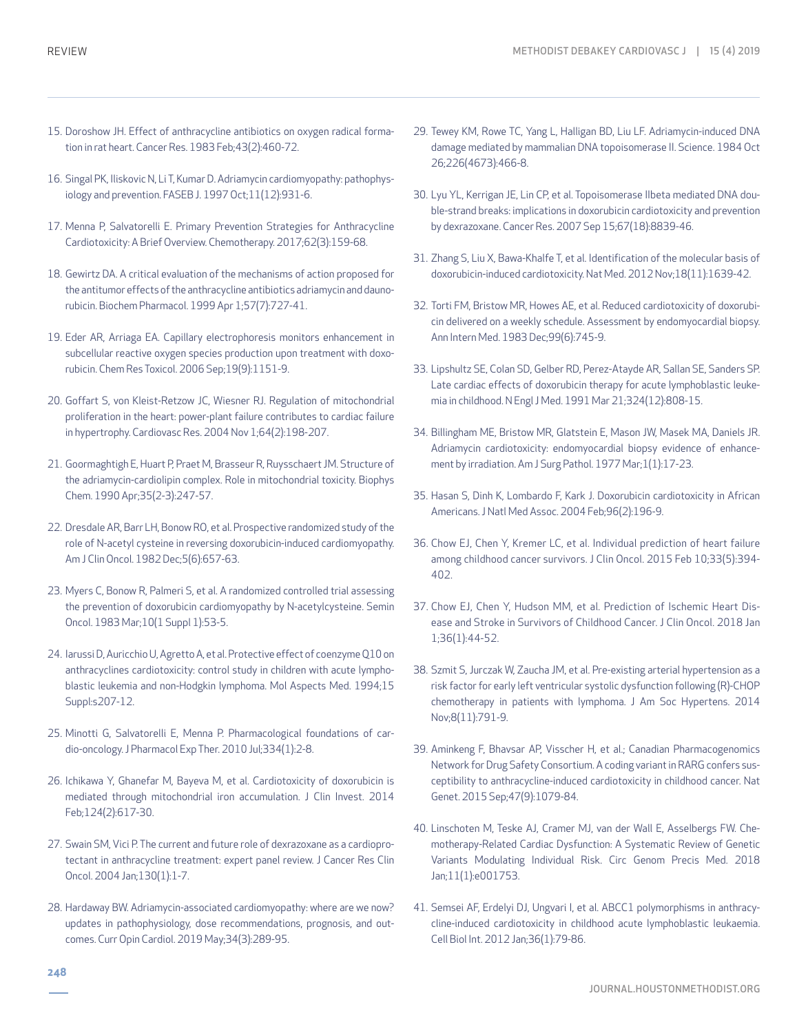15. Doroshow JH. Effect of anthracycline antibiotics on oxygen radical formation in rat heart. Cancer Res. 1983 Feb;43(2):460-72.
16. Singal PK, Iliskovic N, Li T, Kumar D. Adriamycin cardiomyopathy: pathophysiology and prevention. FASEB J. 1997 Oct;11(12):931-6.
17. Menna P, Salvatorelli E. Primary Prevention Strategies for Anthracycline Cardiotoxicity: A Brief Overview. Chemotherapy. 2017;62(3):159-68.
18. Gewirtz DA. A critical evaluation of the mechanisms of action proposed for the antitumor effects of the anthracycline antibiotics adriamycin and daunorubicin. Biochem Pharmacol. 1999 Apr 1;57(7):727-41.
19. Eder AR, Arriaga EA. Capillary electrophoresis monitors enhancement in subcellular reactive oxygen species production upon treatment with doxorubicin. Chem Res Toxicol. 2006 Sep;19(9):1151-9.
20. Goffart S, von Kleist-Retzow JC, Wiesner RJ. Regulation of mitochondrial proliferation in the heart: power-plant failure contributes to cardiac failure in hypertrophy. Cardiovasc Res. 2004 Nov 1;64(2):198-207.
21. Goormaghtigh E, Huart P, Praet M, Brasseur R, Ruysschaert JM. Structure of the adriamycin-cardiolipin complex. Role in mitochondrial toxicity. Biophys Chem. 1990 Apr;35(2-3):247-57.
22. Dresdale AR, Barr LH, Bonow RO, et al. Prospective randomized study of the role of N-acetyl cysteine in reversing doxorubicin-induced cardiomyopathy. Am J Clin Oncol. 1982 Dec;5(6):657-63.
23. Myers C, Bonow R, Palmeri S, et al. A randomized controlled trial assessing the prevention of doxorubicin cardiomyopathy by N-acetylcysteine. Semin Oncol. 1983 Mar;10(1 Suppl 1):53-5.
24. Iarussi D, Auricchio U, Agretto A, et al. Protective effect of coenzyme Q10 on anthracyclines cardiotoxicity: control study in children with acute lymphoblastic leukemia and non-Hodgkin lymphoma. Mol Aspects Med. 1994;15 Suppl:s207-12.
25. Minotti G, Salvatorelli E, Menna P. Pharmacological foundations of cardio-oncology. J Pharmacol Exp Ther. 2010 Jul;334(1):2-8.
26. Ichikawa Y, Ghanefar M, Bayeva M, et al. Cardiotoxicity of doxorubicin is mediated through mitochondrial iron accumulation. J Clin Invest. 2014 Feb;124(2):617-30.
27. Swain SM, Vici P. The current and future role of dexrazoxane as a cardioprotectant in anthracycline treatment: expert panel review. J Cancer Res Clin Oncol. 2004 Jan;130(1):1-7.
28. Hardaway BW. Adriamycin-associated cardiomyopathy: where are we now? updates in pathophysiology, dose recommendations, prognosis, and outcomes. Curr Opin Cardiol. 2019 May;34(3):289-95.
29. Tewey KM, Rowe TC, Yang L, Halligan BD, Liu LF. Adriamycin-induced DNA damage mediated by mammalian DNA topoisomerase II. Science. 1984 Oct 26;226(4673):466-8.
30. Lyu YL, Kerrigan JE, Lin CP, et al. Topoisomerase IIbeta mediated DNA double-strand breaks: implications in doxorubicin cardiotoxicity and prevention by dexrazoxane. Cancer Res. 2007 Sep 15;67(18):8839-46.
31. Zhang S, Liu X, Bawa-Khalfe T, et al. Identification of the molecular basis of doxorubicin-induced cardiotoxicity. Nat Med. 2012 Nov;18(11):1639-42.
32. Torti FM, Bristow MR, Howes AE, et al. Reduced cardiotoxicity of doxorubicin delivered on a weekly schedule. Assessment by endomyocardial biopsy. Ann Intern Med. 1983 Dec;99(6):745-9.
33. Lipshultz SE, Colan SD, Gelber RD, Perez-Atayde AR, Sallan SE, Sanders SP. Late cardiac effects of doxorubicin therapy for acute lymphoblastic leukemia in childhood. N Engl J Med. 1991 Mar 21;324(12):808-15.
34. Billingham ME, Bristow MR, Glatstein E, Mason JW, Masek MA, Daniels JR. Adriamycin cardiotoxicity: endomyocardial biopsy evidence of enhancement by irradiation. Am J Surg Pathol. 1977 Mar;1(1):17-23.
35. Hasan S, Dinh K, Lombardo F, Kark J. Doxorubicin cardiotoxicity in African Americans. J Natl Med Assoc. 2004 Feb;96(2):196-9.
36. Chow EJ, Chen Y, Kremer LC, et al. Individual prediction of heart failure among childhood cancer survivors. J Clin Oncol. 2015 Feb 10;33(5):394-402.
37. Chow EJ, Chen Y, Hudson MM, et al. Prediction of Ischemic Heart Disease and Stroke in Survivors of Childhood Cancer. J Clin Oncol. 2018 Jan 1;36(1):44-52.
38. Szmit S, Jurczak W, Zaucha JM, et al. Pre-existing arterial hypertension as a risk factor for early left ventricular systolic dysfunction following (R)-CHOP chemotherapy in patients with lymphoma. J Am Soc Hypertens. 2014 Nov;8(11):791-9.
39. Aminkeng F, Bhavsar AP, Visscher H, et al.; Canadian Pharmacogenomics Network for Drug Safety Consortium. A coding variant in RARG confers susceptibility to anthracycline-induced cardiotoxicity in childhood cancer. Nat Genet. 2015 Sep;47(9):1079-84.
40. Linschoten M, Teske AJ, Cramer MJ, van der Wall E, Asselbergs FW. Chemotherapy-Related Cardiac Dysfunction: A Systematic Review of Genetic Variants Modulating Individual Risk. Circ Genom Precis Med. 2018 Jan;11(1):e001753.
41. Semsei AF, Erdelyi DJ, Ungvari I, et al. ABCC1 polymorphisms in anthracycline-induced cardiotoxicity in childhood acute lymphoblastic leukaemia. Cell Biol Int. 2012 Jan;36(1):79-86.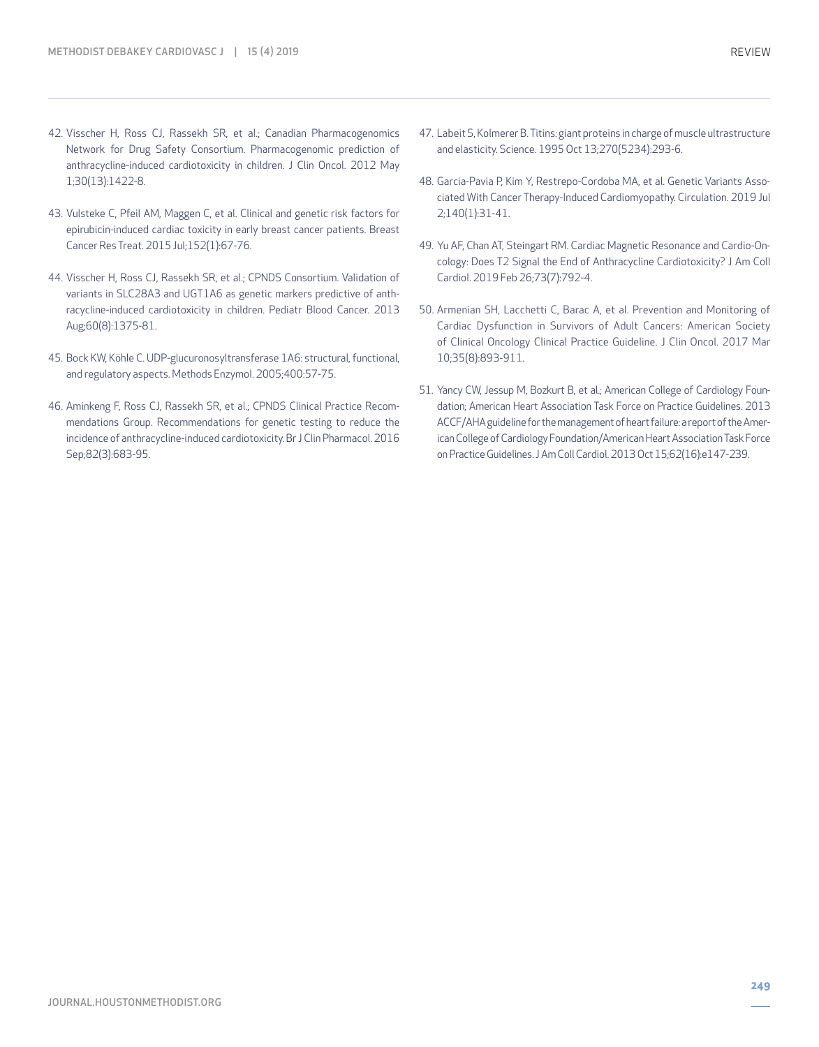42. Visscher H, Ross CJ, Rassekh SR, et al.; Canadian Pharmacogenomics Network for Drug Safety Consortium. Pharmacogenomic prediction of anthracycline-induced cardiotoxicity in children. J Clin Oncol. 2012 May 1;30(13):1422-8.

43. Vulsteke C, Pfeil AM, Maggen C, et al. Clinical and genetic risk factors for epirubicin-induced cardiac toxicity in early breast cancer patients. Breast Cancer Res Treat. 2015 Jul;152(1):67-76.

44. Visscher H, Ross CJ, Rassekh SR, et al.; CPNDS Consortium. Validation of variants in SLC28A3 and UGT1A6 as genetic markers predictive of anthracycline-induced cardiotoxicity in children. Pediatr Blood Cancer. 2013 Aug;60(8):1375-81.

45. Bock KW, Köhle C. UDP-glucuronosyltransferase 1A6: structural, functional, and regulatory aspects. Methods Enzymol. 2005;400:57-75.

46. Aminkeng F, Ross CJ, Rassekh SR, et al.; CPNDS Clinical Practice Recommendations Group. Recommendations for genetic testing to reduce the incidence of anthracycline-induced cardiotoxicity. Br J Clin Pharmacol. 2016 Sep;82(3):683-95.

47. Labeit S, Kolmerer B. Titins: giant proteins in charge of muscle ultrastructure and elasticity. Science. 1995 Oct 13;270(5234):293-6.

48. Garcia-Pavia P, Kim Y, Restrepo-Cordoba MA, et al. Genetic Variants Associated With Cancer Therapy-Induced Cardiomyopathy. Circulation. 2019 Jul 2;140(1):31-41.

49. Yu AF, Chan AT, Steingart RM. Cardiac Magnetic Resonance and Cardio-Oncology: Does T2 Signal the End of Anthracycline Cardiotoxicity? J Am Coll Cardiol. 2019 Feb 26;73(7):792-4.

50. Armenian SH, Lacchetti C, Barac A, et al. Prevention and Monitoring of Cardiac Dysfunction in Survivors of Adult Cancers: American Society of Clinical Oncology Clinical Practice Guideline. J Clin Oncol. 2017 Mar 10;35(8):893-911.

51. Yancy CW, Jessup M, Bozkurt B, et al.; American College of Cardiology Foundation; American Heart Association Task Force on Practice Guidelines. 2013 ACCF/AHA guideline for the management of heart failure: a report of the American College of Cardiology Foundation/American Heart Association Task Force on Practice Guidelines. J Am Coll Cardiol. 2013 Oct 15;62(16):e147-239.